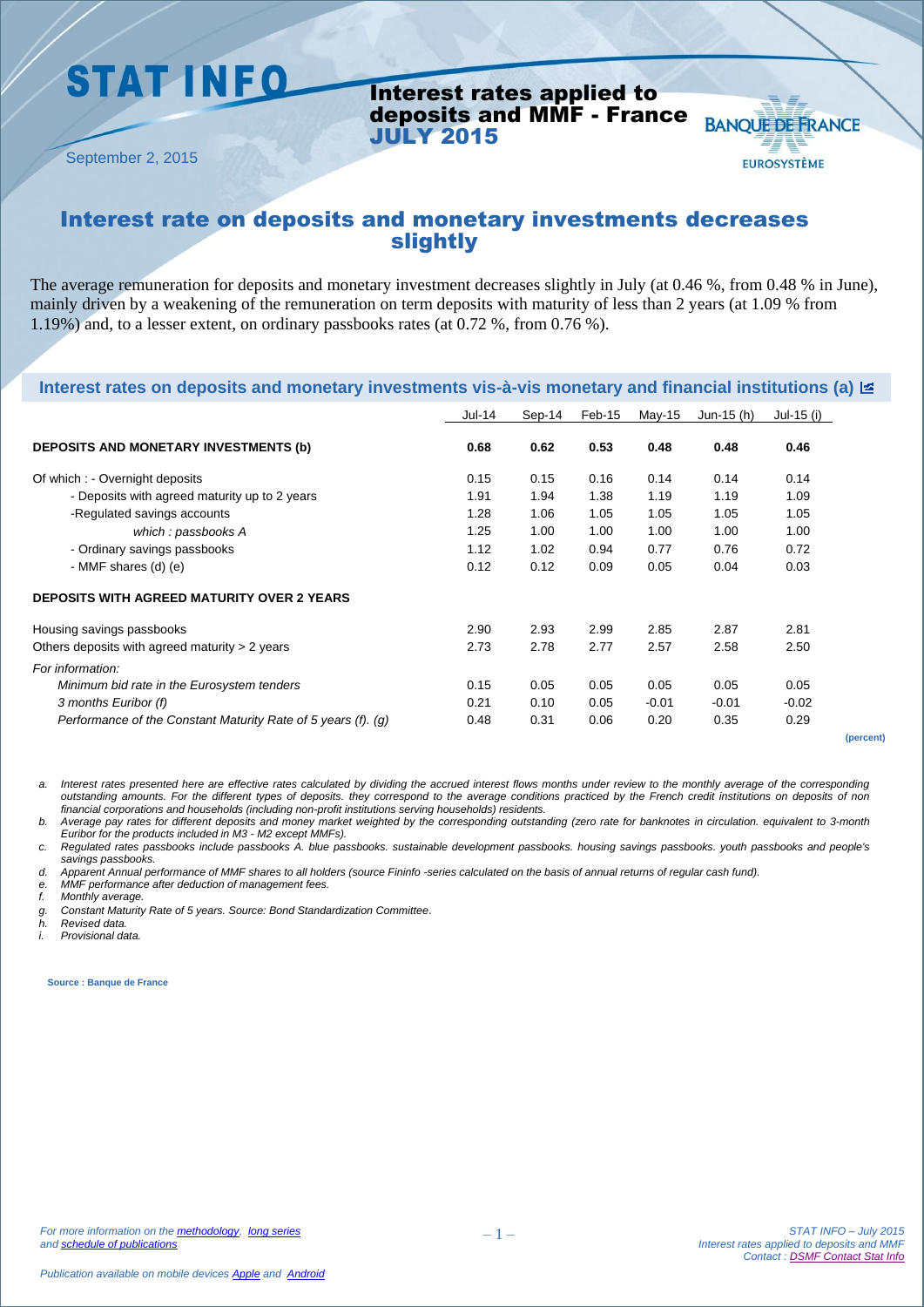# STAT INFO

## Interest rates applied to deposits and MMF - France JULY 2015

September 2, 2015

BANQUE DE FRANCE EUROSYSTÈME

## Interest rate on deposits and monetary investments decreases slightly

The average remuneration for deposits and monetary investment decreases slightly in July (at 0.46 %, from 0.48 % in June), mainly driven by a weakening of the remuneration on term deposits with maturity of less than 2 years (at 1.09 % from 1.19%) and, to a lesser extent, on ordinary passbooks rates (at 0.72 %, from 0.76 %).

### Interest rates on deposits and monetary investments vis-à-vis monetary and financial institutions (a)

| | Jul-14 | Sep-14 | Feb-15 | May-15 | Jun-15 (h) | Jul-15 (i) |
|---|---|---|---|---|---|---|
| **DEPOSITS AND MONETARY INVESTMENTS (b)** | **0.68** | **0.62** | **0.53** | **0.48** | **0.48** | **0.46** |
| Of which : - Overnight deposits | 0.15 | 0.15 | 0.16 | 0.14 | 0.14 | 0.14 |
| - Deposits with agreed maturity up to 2 years | 1.91 | 1.94 | 1.38 | 1.19 | 1.19 | 1.09 |
| -Regulated savings accounts | 1.28 | 1.06 | 1.05 | 1.05 | 1.05 | 1.05 |
| *which : passbooks A* | 1.25 | 1.00 | 1.00 | 1.00 | 1.00 | 1.00 |
| - Ordinary savings passbooks | 1.12 | 1.02 | 0.94 | 0.77 | 0.76 | 0.72 |
| - MMF shares (d) (e) | 0.12 | 0.12 | 0.09 | 0.05 | 0.04 | 0.03 |
| **DEPOSITS WITH AGREED MATURITY OVER 2 YEARS** | | | | | | |
| Housing savings passbooks | 2.90 | 2.93 | 2.99 | 2.85 | 2.87 | 2.81 |
| Others deposits with agreed maturity > 2 years | 2.73 | 2.78 | 2.77 | 2.57 | 2.58 | 2.50 |
| *For information:* | | | | | | |
| *Minimum bid rate in the Eurosystem tenders* | 0.15 | 0.05 | 0.05 | 0.05 | 0.05 | 0.05 |
| *3 months Euribor (f)* | 0.21 | 0.10 | 0.05 | -0.01 | -0.01 | -0.02 |
| *Performance of the Constant Maturity Rate of 5 years (f). (g)* | 0.48 | 0.31 | 0.06 | 0.20 | 0.35 | 0.29 |

(percent)

*a. Interest rates presented here are effective rates calculated by dividing the accrued interest flows months under review to the monthly average of the corresponding outstanding amounts. For the different types of deposits. they correspond to the average conditions practiced by the French credit institutions on deposits of non financial corporations and households (including non-profit institutions serving households) residents.*

*b. Average pay rates for different deposits and money market weighted by the corresponding outstanding (zero rate for banknotes in circulation. equivalent to 3-month Euribor for the products included in M3 - M2 except MMFs).*

*c. Regulated rates passbooks include passbooks A. blue passbooks. sustainable development passbooks. housing savings passbooks. youth passbooks and people's savings passbooks.*

*d. Apparent Annual performance of MMF shares to all holders (source Fininfo -series calculated on the basis of annual returns of regular cash fund).*

*e. MMF performance after deduction of management fees.*

*f. Monthly average.*

*g. Constant Maturity Rate of 5 years. Source: Bond Standardization Committee.*

*h. Revised data.*

*i. Provisional data.*

**Source : Banque de France**

*For more information on the methodology, long series and schedule of publications*

*Publication available on mobile devices Apple and Android*

*STAT INFO – July 2015*
*Interest rates applied to deposits and MMF*
*Contact : DSMF Contact Stat Info*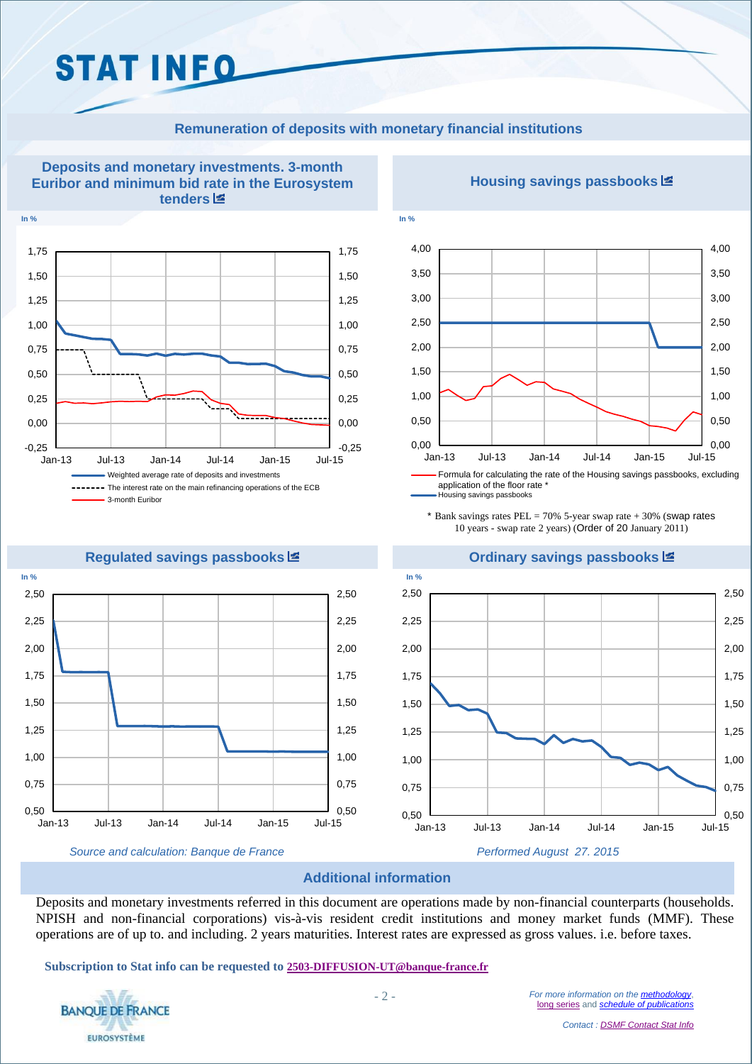# STAT INFO

## Remuneration of deposits with monetary financial institutions

### Deposits and monetary investments. 3-month Euribor and minimum bid rate in the Eurosystem tenders

In %

1,75
1,50
1,25
1,00
0,75
0,50
0,25
0,00
-0,25

Jan-13 Jul-13 Jan-14 Jul-14 Jan-15 Jul-15

Weighted average rate of deposits and investments
The interest rate on the main refinancing operations of the ECB
3-month Euribor

### Housing savings passbooks

In %

4,00
3,50
3,00
2,50
2,00
1,50
1,00
0,50
0,00

Jan-13 Jul-13 Jan-14 Jul-14 Jan-15 Jul-15

Formula for calculating the rate of the Housing savings passbooks, excluding application of the floor rate *
Housing savings passbooks

\* Bank savings rates PEL = 70% 5-year swap rate + 30% (swap rates 10 years - swap rate 2 years) (Order of 20 January 2011)

### Regulated savings passbooks

In %

2,50
2,25
2,00
1,75
1,50
1,25
1,00
0,75
0,50

Jan-13 Jul-13 Jan-14 Jul-14 Jan-15 Jul-15

### Ordinary savings passbooks

In %

2,50
2,25
2,00
1,75
1,50
1,25
1,00
0,75
0,50

Jan-13 Jul-13 Jan-14 Jul-14 Jan-15 Jul-15

*Source and calculation: Banque de France*

*Performed August 27. 2015*

## Additional information

Deposits and monetary investments referred in this document are operations made by non-financial counterparts (households. NPISH and non-financial corporations) vis-à-vis resident credit institutions and money market funds (MMF). These operations are of up to. and including. 2 years maturities. Interest rates are expressed as gross values. i.e. before taxes.

**Subscription to Stat info can be requested to 2503-DIFFUSION-UT@banque-france.fr**

BANQUE DE FRANCE
EUROSYSTÈME

*For more information on the methodology*, long series and *schedule of publications*

*Contact : DSMF Contact Stat Info*